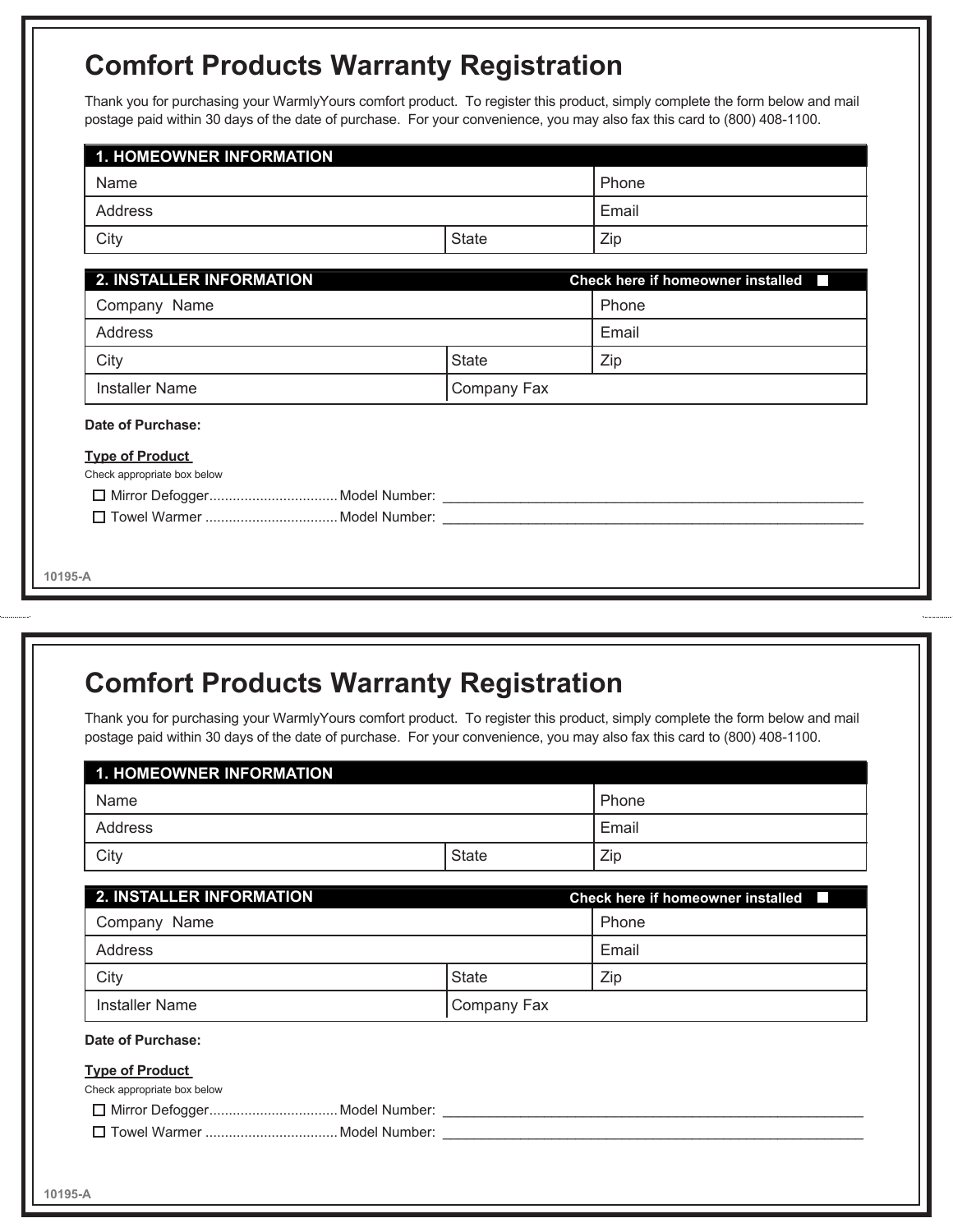# Comfort Products Warranty Registration

Thank you for purchasing your WarmlyYours comfort product. To register this product, simply complete the form below and mail postage paid within 30 days of the date of purchase. For your convenience, you may also fax this card to (800) 408-1100.

| 1. HOMEOWNER INFORMATION | | |
|---|---|---|
| Name | | Phone |
| Address | | Email |
| City | State | Zip |

| 2. INSTALLER INFORMATION | | Check here if homeowner installed ☐ |
|---|---|---|
| Company Name | | Phone |
| Address | | Email |
| City | State | Zip |
| Installer Name | Company Fax | |

**Date of Purchase:**

**Type of Product**

Check appropriate box below

- ☐ Mirror Defogger................................ Model Number: ______________________________
- ☐ Towel Warmer ................................. Model Number: ______________________________

10195-A

# Comfort Products Warranty Registration

Thank you for purchasing your WarmlyYours comfort product. To register this product, simply complete the form below and mail postage paid within 30 days of the date of purchase. For your convenience, you may also fax this card to (800) 408-1100.

| 1. HOMEOWNER INFORMATION | | |
|---|---|---|
| Name | | Phone |
| Address | | Email |
| City | State | Zip |

| 2. INSTALLER INFORMATION | | Check here if homeowner installed ☐ |
|---|---|---|
| Company Name | | Phone |
| Address | | Email |
| City | State | Zip |
| Installer Name | Company Fax | |

**Date of Purchase:**

**Type of Product**

Check appropriate box below

- ☐ Mirror Defogger................................ Model Number: ______________________________
- ☐ Towel Warmer ................................. Model Number: ______________________________

10195-A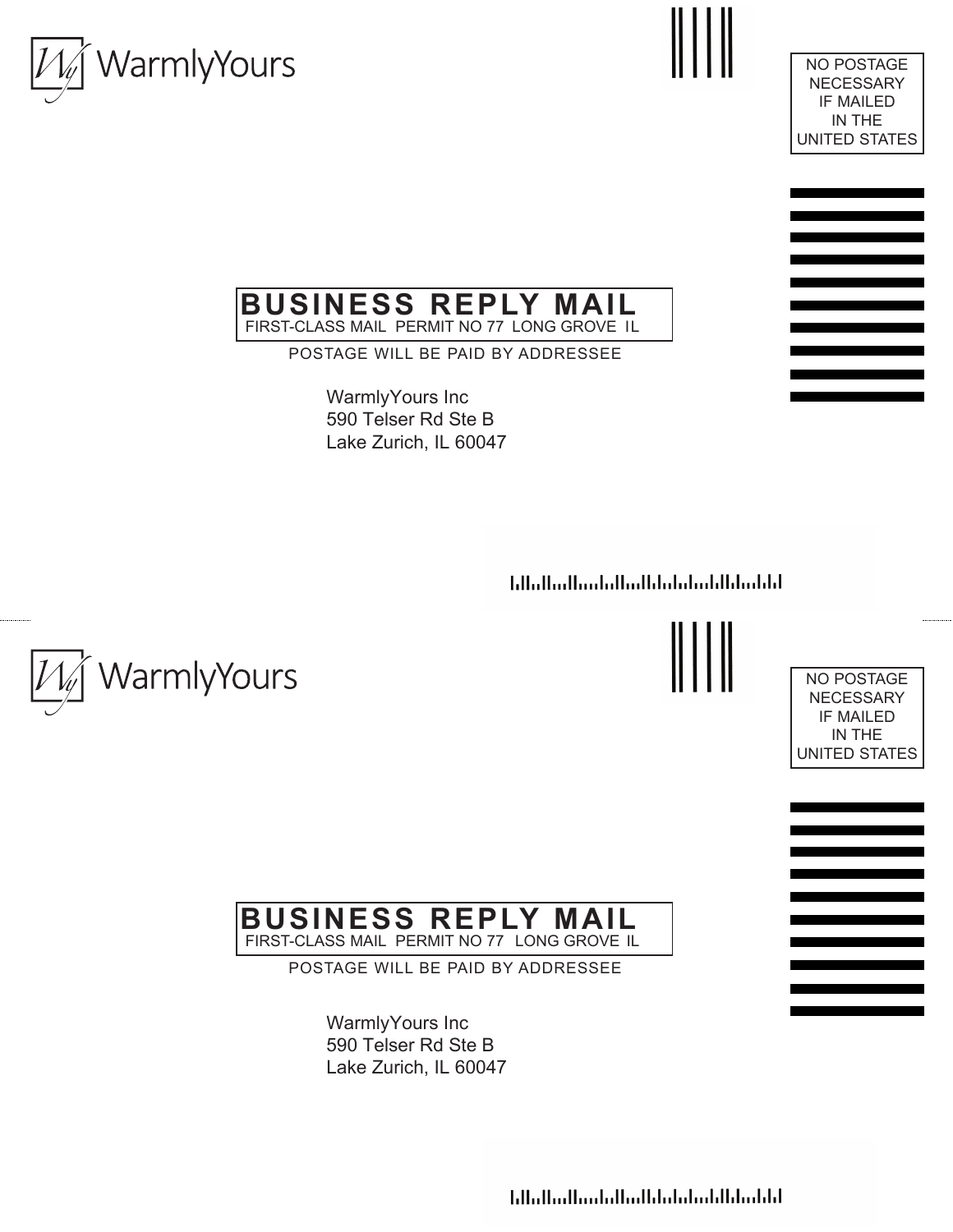WarmlyYours

NO POSTAGE
NECESSARY
IF MAILED
IN THE
UNITED STATES

**BUSINESS REPLY MAIL**
FIRST-CLASS MAIL PERMIT NO 77 LONG GROVE IL

POSTAGE WILL BE PAID BY ADDRESSEE

WarmlyYours Inc
590 Telser Rd Ste B
Lake Zurich, IL 60047

---

WarmlyYours

NO POSTAGE
NECESSARY
IF MAILED
IN THE
UNITED STATES

**BUSINESS REPLY MAIL**
FIRST-CLASS MAIL PERMIT NO 77 LONG GROVE IL

POSTAGE WILL BE PAID BY ADDRESSEE

WarmlyYours Inc
590 Telser Rd Ste B
Lake Zurich, IL 60047